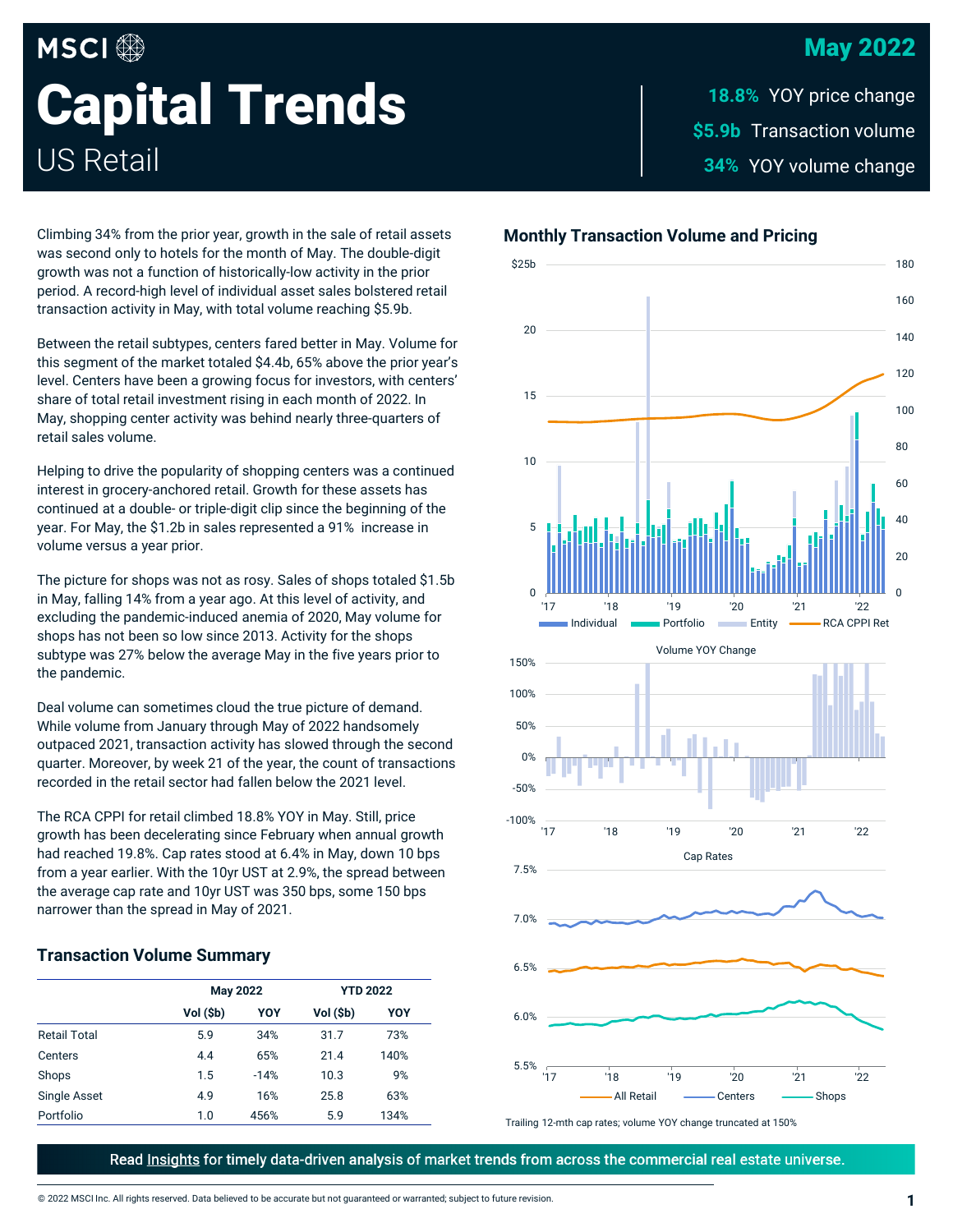MSCI

# Capital Trends

US Retail

## May 2022

**18.8%** YOY price change

**$5.9b** Transaction volume

**34%** YOY volume change

Climbing 34% from the prior year, growth in the sale of retail assets was second only to hotels for the month of May. The double-digit growth was not a function of historically-low activity in the prior period. A record-high level of individual asset sales bolstered retail transaction activity in May, with total volume reaching $5.9b.

Between the retail subtypes, centers fared better in May. Volume for this segment of the market totaled $4.4b, 65% above the prior year's level. Centers have been a growing focus for investors, with centers' share of total retail investment rising in each month of 2022. In May, shopping center activity was behind nearly three-quarters of retail sales volume.

Helping to drive the popularity of shopping centers was a continued interest in grocery-anchored retail. Growth for these assets has continued at a double- or triple-digit clip since the beginning of the year. For May, the $1.2b in sales represented a 91% increase in volume versus a year prior.

The picture for shops was not as rosy. Sales of shops totaled $1.5b in May, falling 14% from a year ago. At this level of activity, and excluding the pandemic-induced anemia of 2020, May volume for shops has not been so low since 2013. Activity for the shops subtype was 27% below the average May in the five years prior to the pandemic.

Deal volume can sometimes cloud the true picture of demand. While volume from January through May of 2022 handsomely outpaced 2021, transaction activity has slowed through the second quarter. Moreover, by week 21 of the year, the count of transactions recorded in the retail sector had fallen below the 2021 level.

The RCA CPPI for retail climbed 18.8% YOY in May. Still, price growth has been decelerating since February when annual growth had reached 19.8%. Cap rates stood at 6.4% in May, down 10 bps from a year earlier. With the 10yr UST at 2.9%, the spread between the average cap rate and 10yr UST was 350 bps, some 150 bps narrower than the spread in May of 2021.

### Transaction Volume Summary

| | May 2022 | | YTD 2022 | |
|---|---|---|---|---|
| | Vol ($b) | YOY | Vol ($b) | YOY |
| Retail Total | 5.9 | 34% | 31.7 | 73% |
| Centers | 4.4 | 65% | 21.4 | 140% |
| Shops | 1.5 | -14% | 10.3 | 9% |
| Single Asset | 4.9 | 16% | 25.8 | 63% |
| Portfolio | 1.0 | 456% | 5.9 | 134% |

### Monthly Transaction Volume and Pricing

$25b
20
15
10
5
0
180
160
140
120
100
80
60
40
20
0
'17 '18 '19 '20 '21 '22
Individual Portfolio Entity RCA CPPI Ret

Volume YOY Change

150%
100%
50%
0%
-50%
-100%
'17 '18 '19 '20 '21 '22

Cap Rates

7.5%
7.0%
6.5%
6.0%
5.5%
'17 '18 '19 '20 '21 '22
All Retail Centers Shops

Trailing 12-mth cap rates; volume YOY change truncated at 150%

Read Insights for timely data-driven analysis of market trends from across the commercial real estate universe.

© 2022 MSCI Inc. All rights reserved. Data believed to be accurate but not guaranteed or warranted; subject to future revision.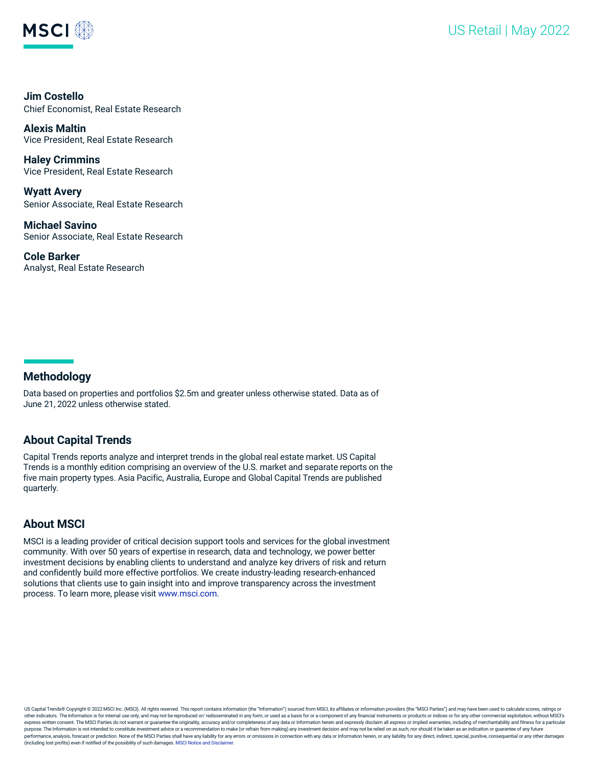**Jim Costello**
Chief Economist, Real Estate Research

**Alexis Maltin**
Vice President, Real Estate Research

**Haley Crimmins**
Vice President, Real Estate Research

**Wyatt Avery**
Senior Associate, Real Estate Research

**Michael Savino**
Senior Associate, Real Estate Research

**Cole Barker**
Analyst, Real Estate Research

## Methodology

Data based on properties and portfolios $2.5m and greater unless otherwise stated. Data as of June 21, 2022 unless otherwise stated.

## About Capital Trends

Capital Trends reports analyze and interpret trends in the global real estate market. US Capital Trends is a monthly edition comprising an overview of the U.S. market and separate reports on the five main property types. Asia Pacific, Australia, Europe and Global Capital Trends are published quarterly.

## About MSCI

MSCI is a leading provider of critical decision support tools and services for the global investment community. With over 50 years of expertise in research, data and technology, we power better investment decisions by enabling clients to understand and analyze key drivers of risk and return and confidently build more effective portfolios. We create industry-leading research-enhanced solutions that clients use to gain insight into and improve transparency across the investment process. To learn more, please visit www.msci.com.

US Capital Trends® Copyright © 2022 MSCI Inc. (MSCI). All rights reserved. This report contains information (the "Information") sourced from MSCI, its affiliates or information providers (the "MSCI Parties") and may have been used to calculate scores, ratings or other indicators. The Information is for internal use only, and may not be reproduced or/ redisseminated in any form, or used as a basis for or a component of any financial instruments or products or indices or for any other commercial exploitation, without MSCI's express written consent. The MSCI Parties do not warrant or guarantee the originality, accuracy and/or completeness of any data or Information herein and expressly disclaim all express or implied warranties, including of merchantability and fitness for a particular purpose. The Information is not intended to constitute investment advice or a recommendation to make (or refrain from making) any investment decision and may not be relied on as such, nor should it be taken as an indication or guarantee of any future performance, analysis, forecast or prediction. None of the MSCI Parties shall have any liability for any errors or omissions in connection with any data or Information herein, or any liability for any direct, indirect, special, punitive, consequential or any other damages (including lost profits) even if notified of the possibility of such damages. MSCI Notice and Disclaimer.